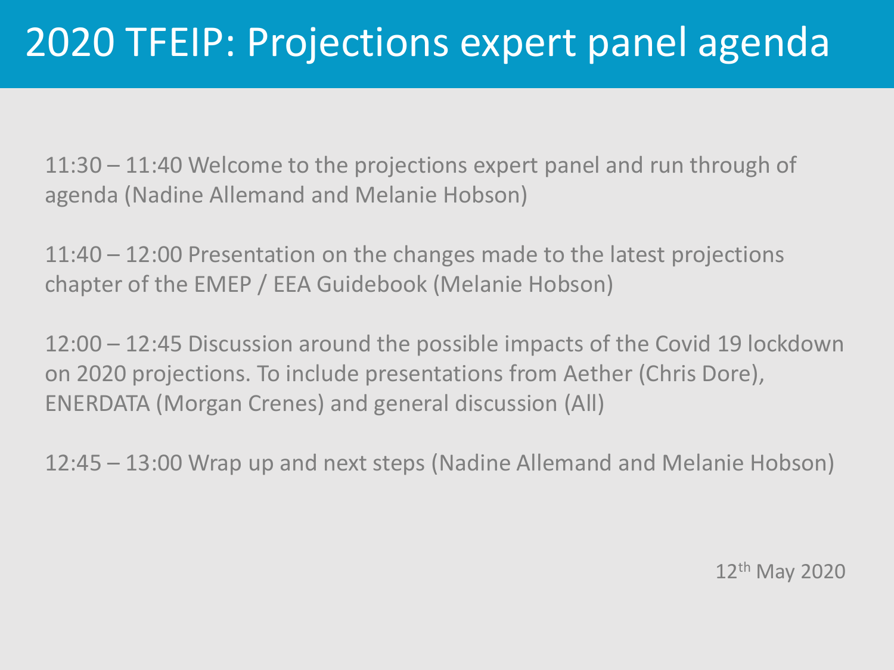# 2020 TFEIP: Projections expert panel agenda

11:30 – 11:40 Welcome to the projections expert panel and run through of agenda (Nadine Allemand and Melanie Hobson)

11:40 – 12:00 Presentation on the changes made to the latest projections chapter of the EMEP / EEA Guidebook (Melanie Hobson)

12:00 – 12:45 Discussion around the possible impacts of the Covid 19 lockdown on 2020 projections. To include presentations from Aether (Chris Dore), ENERDATA (Morgan Crenes) and general discussion (All)

12:45 – 13:00 Wrap up and next steps (Nadine Allemand and Melanie Hobson)

12th May 2020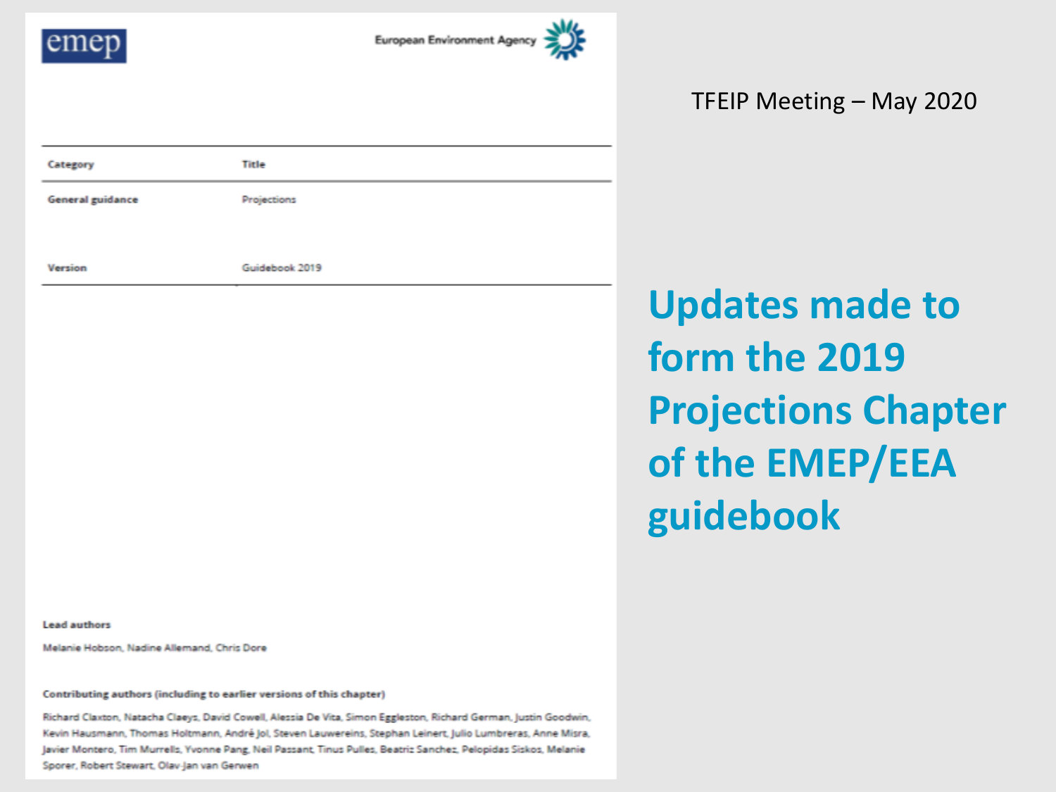TFEIP Meeting – May 2020

# Updates made to form the 2019 Projections Chapter of the EMEP/EEA guidebook

emep

European Environment Agency

| Category | Title |
| --- | --- |
| General guidance | Projections |
| Version | Guidebook 2019 |

**Lead authors**

Melanie Hobson, Nadine Allemand, Chris Dore

**Contributing authors (including to earlier versions of this chapter)**

Richard Claxton, Natacha Claeys, David Cowell, Alessia De Vita, Simon Eggleston, Richard German, Justin Goodwin, Kevin Hausmann, Thomas Holtmann, André Jol, Steven Lauwereins, Stephan Leinert, Julio Lumbreras, Anne Misra, Javier Montero, Tim Murrells, Yvonne Pang, Neil Passant, Tinus Pulles, Beatriz Sanchez, Pelopidas Siskos, Melanie Sporer, Robert Stewart, Olav-Jan van Gerwen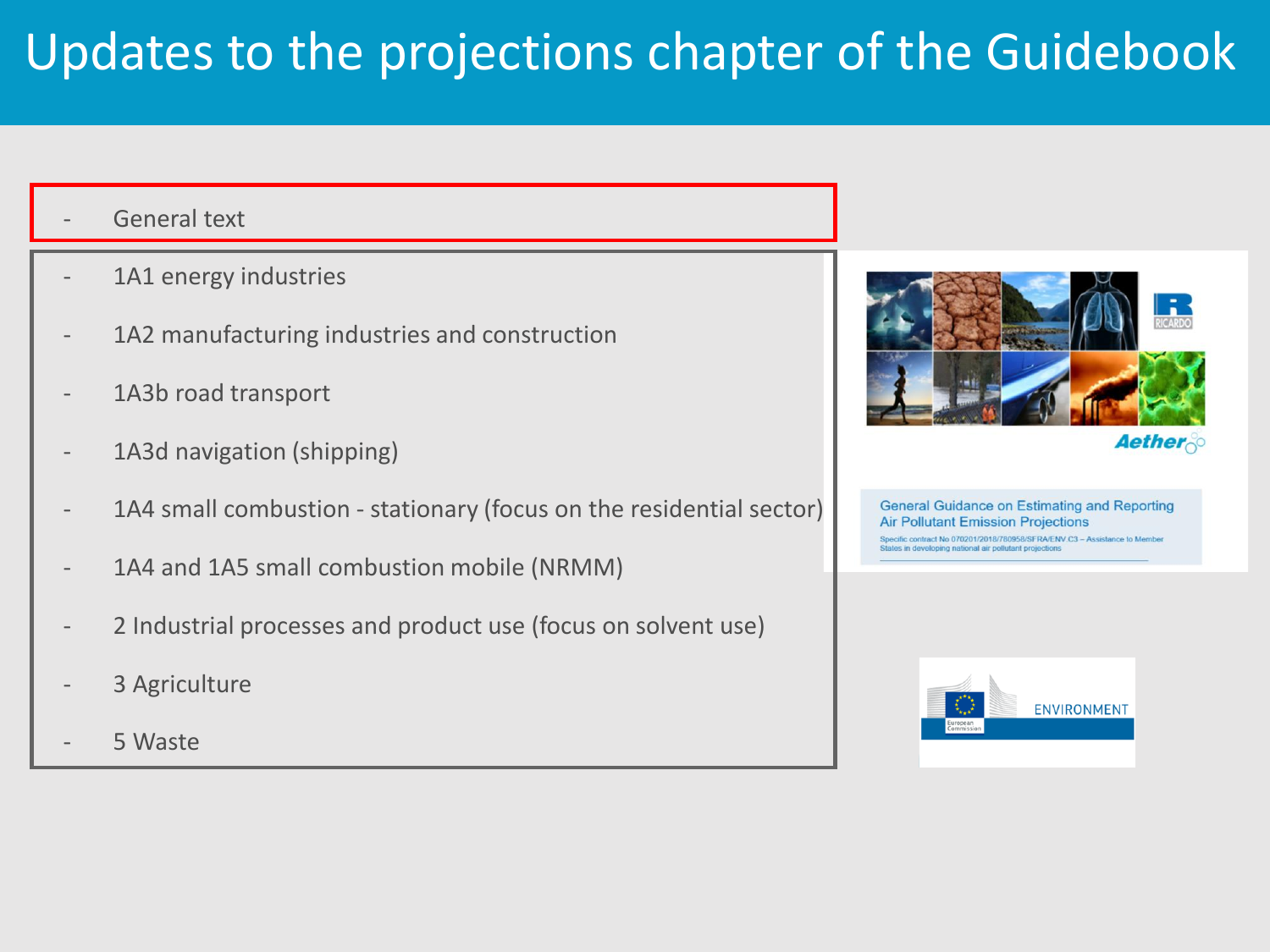# Updates to the projections chapter of the Guidebook

- General text
- 1A1 energy industries
- 1A2 manufacturing industries and construction
- 1A3b road transport
- 1A3d navigation (shipping)
- 1A4 small combustion - stationary (focus on the residential sector)
- 1A4 and 1A5 small combustion mobile (NRMM)
- 2 Industrial processes and product use (focus on solvent use)
- 3 Agriculture
- 5 Waste

General Guidance on Estimating and Reporting Air Pollutant Emission Projections

Specific contract No 070201/2018/780958/SFRA/ENV.C3 – Assistance to Member States in developing national air pollutant projections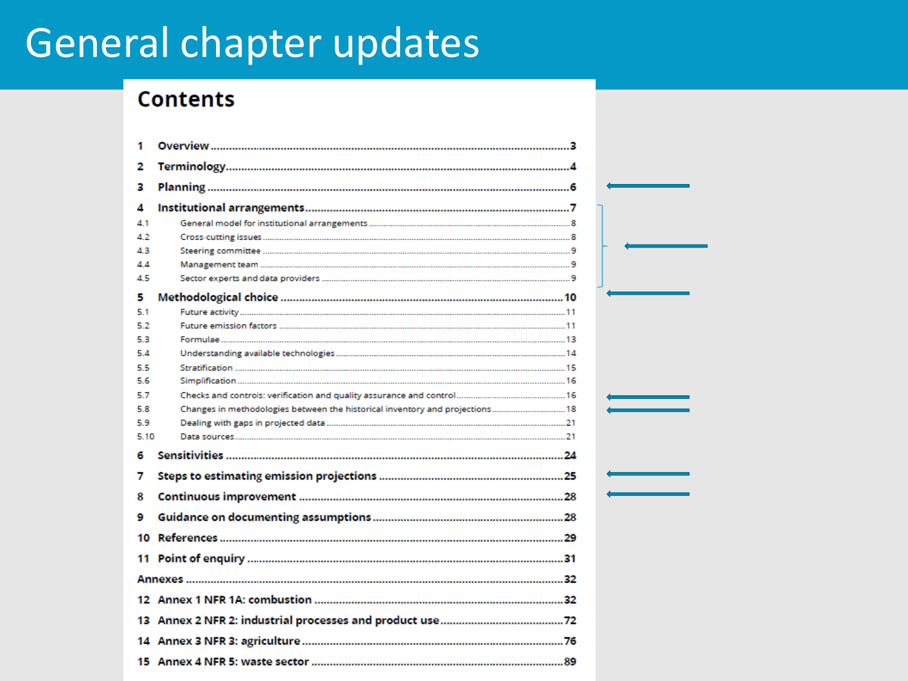# General chapter updates

## Contents

| | | |
|---|---|---|
| **1** | **Overview** | **3** |
| **2** | **Terminology** | **4** |
| **3** | **Planning** | **6** |
| **4** | **Institutional arrangements** | **7** |
| 4.1 | General model for institutional arrangements | 8 |
| 4.2 | Cross-cutting issues | 8 |
| 4.3 | Steering committee | 9 |
| 4.4 | Management team | 9 |
| 4.5 | Sector experts and data providers | 9 |
| **5** | **Methodological choice** | **10** |
| 5.1 | Future activity | 11 |
| 5.2 | Future emission factors | 11 |
| 5.3 | Formulae | 13 |
| 5.4 | Understanding available technologies | 14 |
| 5.5 | Stratification | 15 |
| 5.6 | Simplification | 16 |
| 5.7 | Checks and controls: verification and quality assurance and control | 16 |
| 5.8 | Changes in methodologies between the historical inventory and projections | 18 |
| 5.9 | Dealing with gaps in projected data | 21 |
| 5.10 | Data sources | 21 |
| **6** | **Sensitivities** | **24** |
| **7** | **Steps to estimating emission projections** | **25** |
| **8** | **Continuous improvement** | **28** |
| **9** | **Guidance on documenting assumptions** | **28** |
| **10** | **References** | **29** |
| **11** | **Point of enquiry** | **31** |
| **Annexes** | | **32** |
| **12** | **Annex 1 NFR 1A: combustion** | **32** |
| **13** | **Annex 2 NFR 2: industrial processes and product use** | **72** |
| **14** | **Annex 3 NFR 3: agriculture** | **76** |
| **15** | **Annex 4 NFR 5: waste sector** | **89** |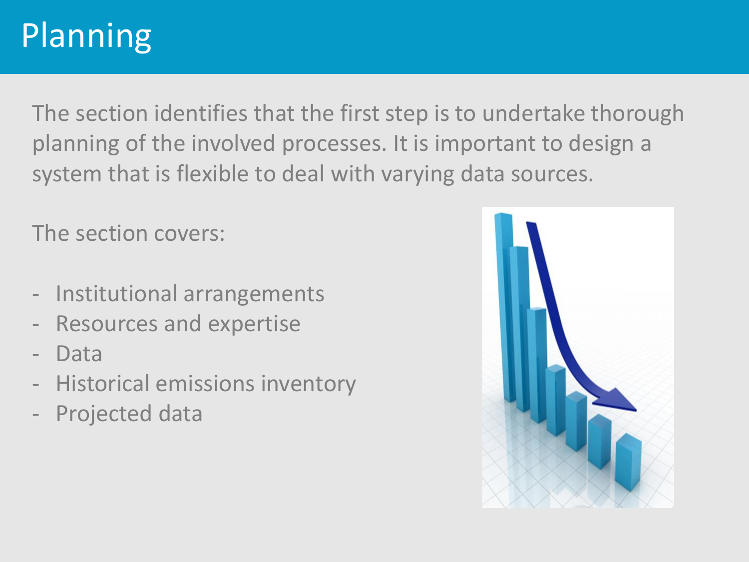# Planning

The section identifies that the first step is to undertake thorough planning of the involved processes. It is important to design a system that is flexible to deal with varying data sources.

The section covers:

- Institutional arrangements
- Resources and expertise
- Data
- Historical emissions inventory
- Projected data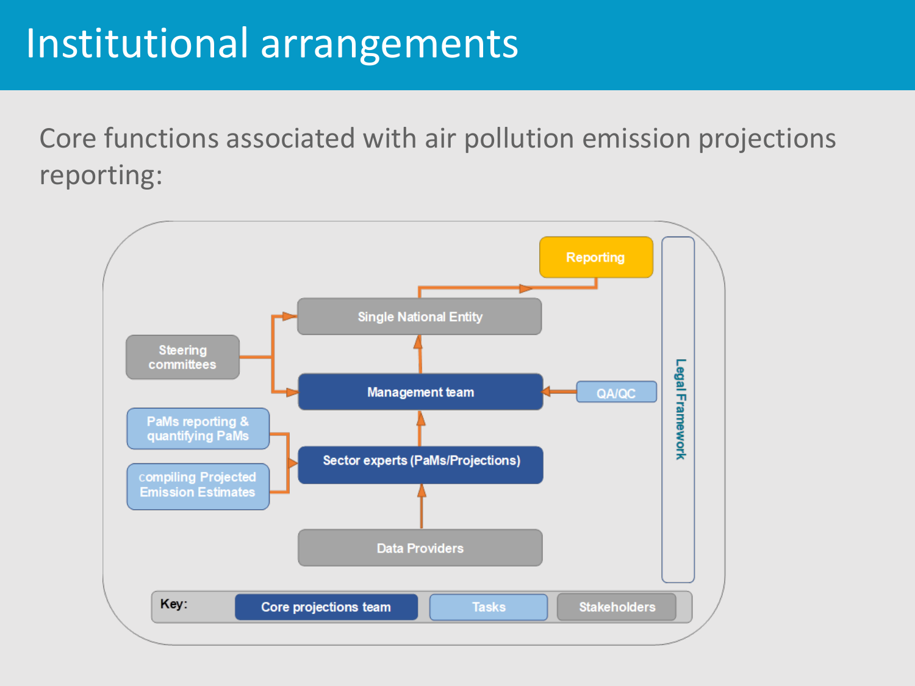# Institutional arrangements

Core functions associated with air pollution emission projections reporting:

Reporting

Single National Entity

Steering committees

Management team

QA/QC

PaMs reporting & quantifying PaMs

compiling Projected Emission Estimates

Sector experts (PaMs/Projections)

Data Providers

Legal Framework

Key: Core projections team | Tasks | Stakeholders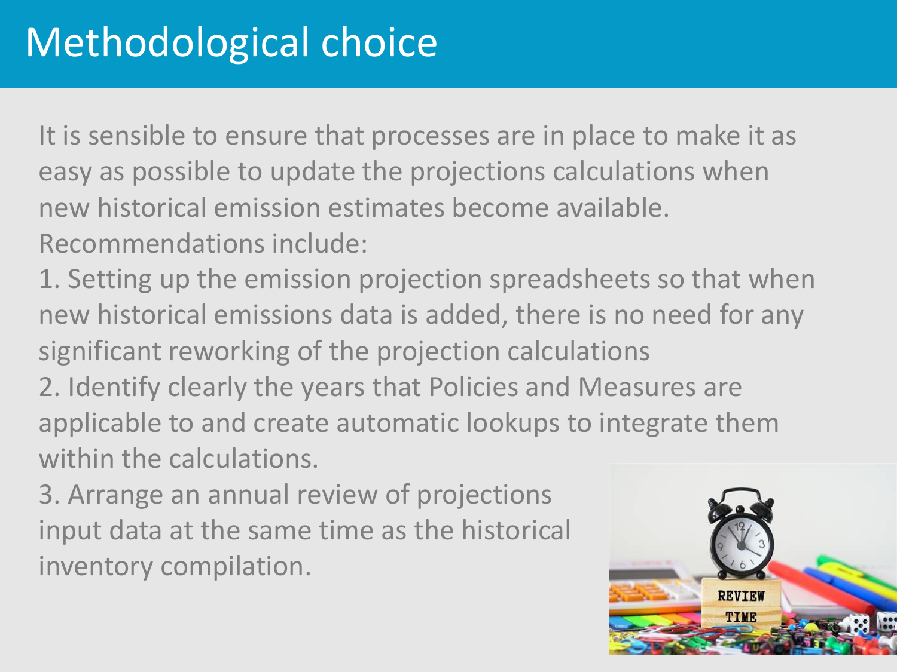# Methodological choice

It is sensible to ensure that processes are in place to make it as easy as possible to update the projections calculations when new historical emission estimates become available.

Recommendations include:

1. Setting up the emission projection spreadsheets so that when new historical emissions data is added, there is no need for any significant reworking of the projection calculations
2. Identify clearly the years that Policies and Measures are applicable to and create automatic lookups to integrate them within the calculations.
3. Arrange an annual review of projections input data at the same time as the historical inventory compilation.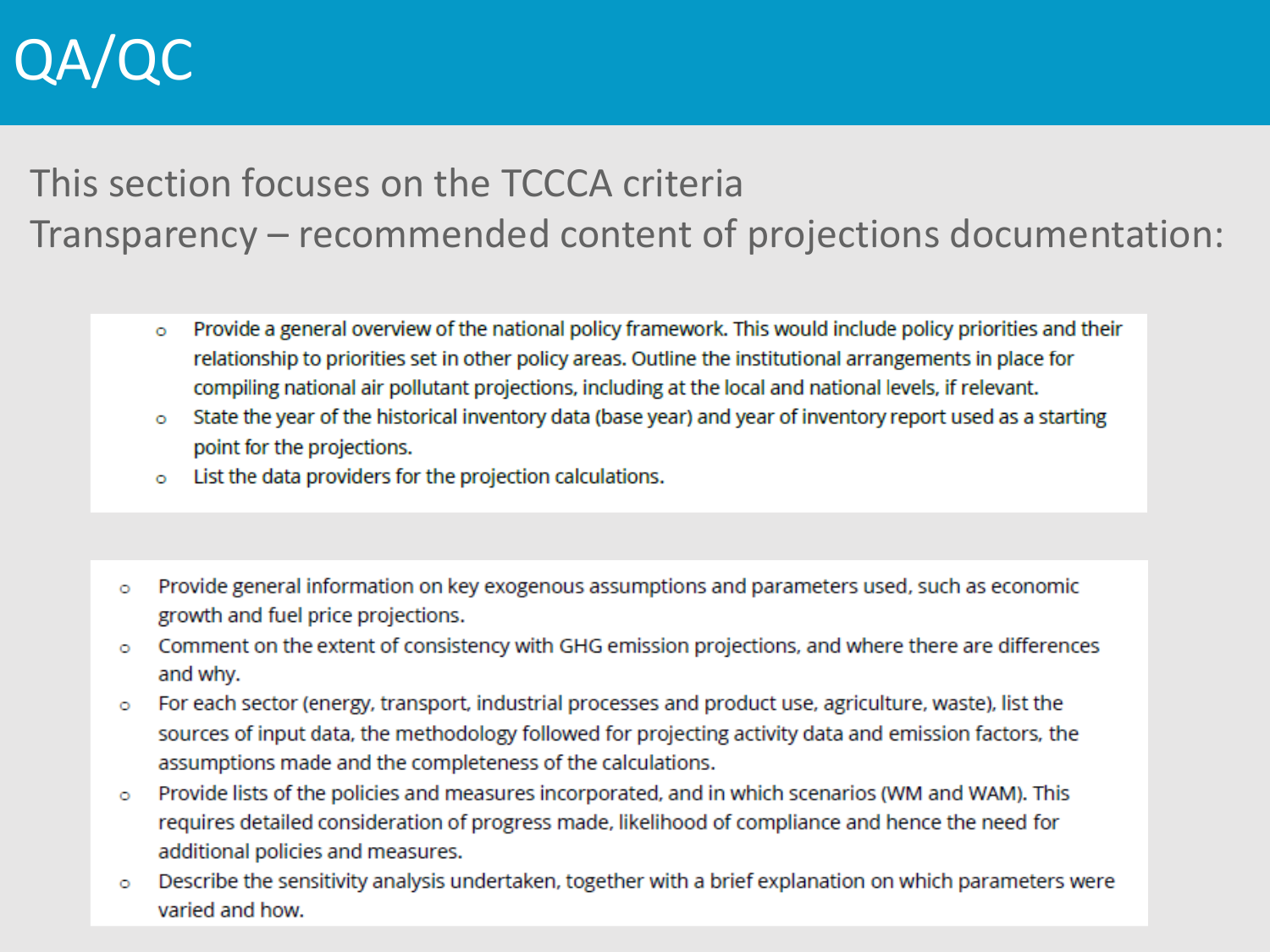# QA/QC

This section focuses on the TCCCA criteria

Transparency – recommended content of projections documentation:

- Provide a general overview of the national policy framework. This would include policy priorities and their relationship to priorities set in other policy areas. Outline the institutional arrangements in place for compiling national air pollutant projections, including at the local and national levels, if relevant.
- State the year of the historical inventory data (base year) and year of inventory report used as a starting point for the projections.
- List the data providers for the projection calculations.

- Provide general information on key exogenous assumptions and parameters used, such as economic growth and fuel price projections.
- Comment on the extent of consistency with GHG emission projections, and where there are differences and why.
- For each sector (energy, transport, industrial processes and product use, agriculture, waste), list the sources of input data, the methodology followed for projecting activity data and emission factors, the assumptions made and the completeness of the calculations.
- Provide lists of the policies and measures incorporated, and in which scenarios (WM and WAM). This requires detailed consideration of progress made, likelihood of compliance and hence the need for additional policies and measures.
- Describe the sensitivity analysis undertaken, together with a brief explanation on which parameters were varied and how.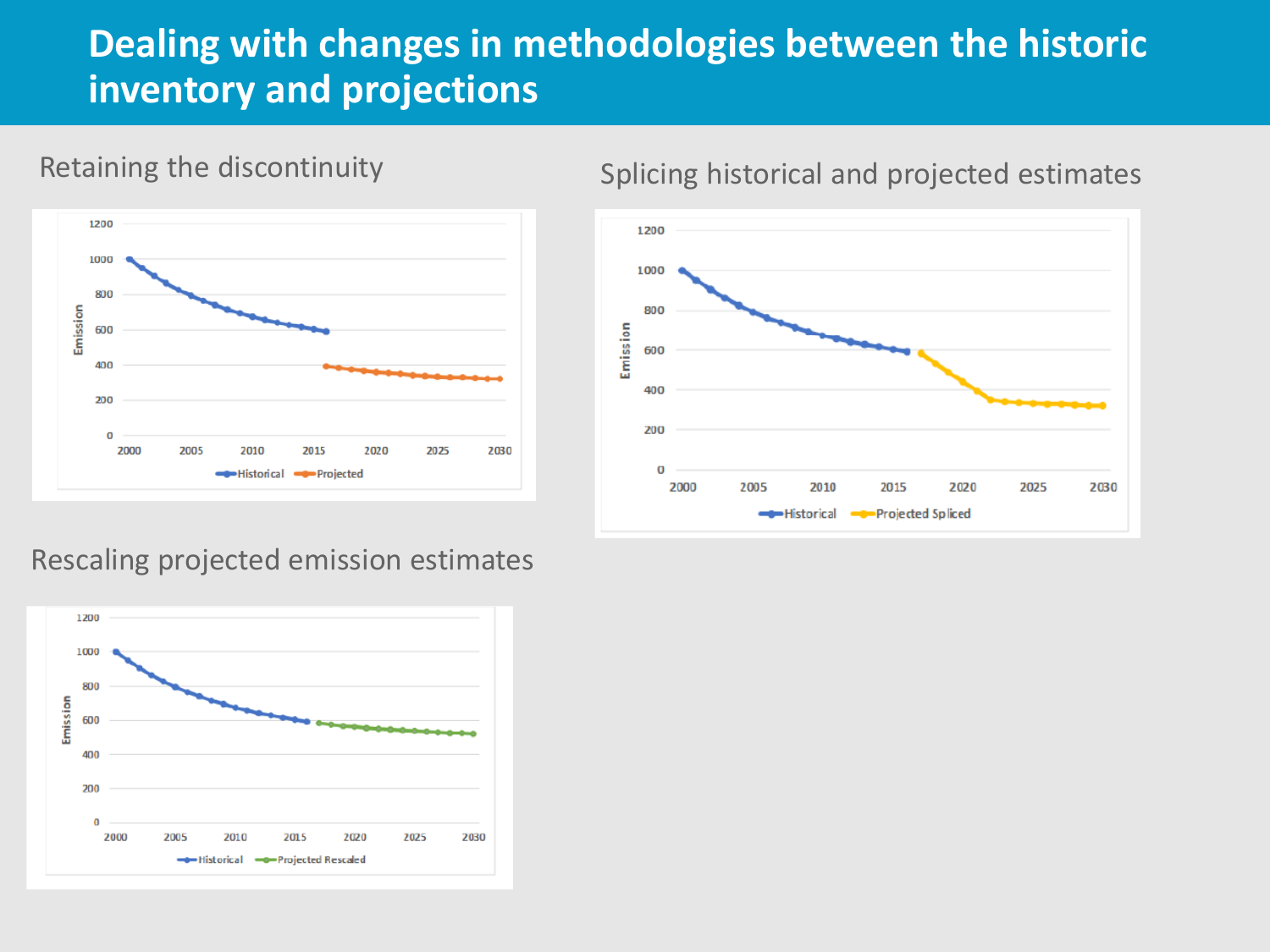# Dealing with changes in methodologies between the historic inventory and projections

## Retaining the discontinuity

## Splicing historical and projected estimates

## Rescaling projected emission estimates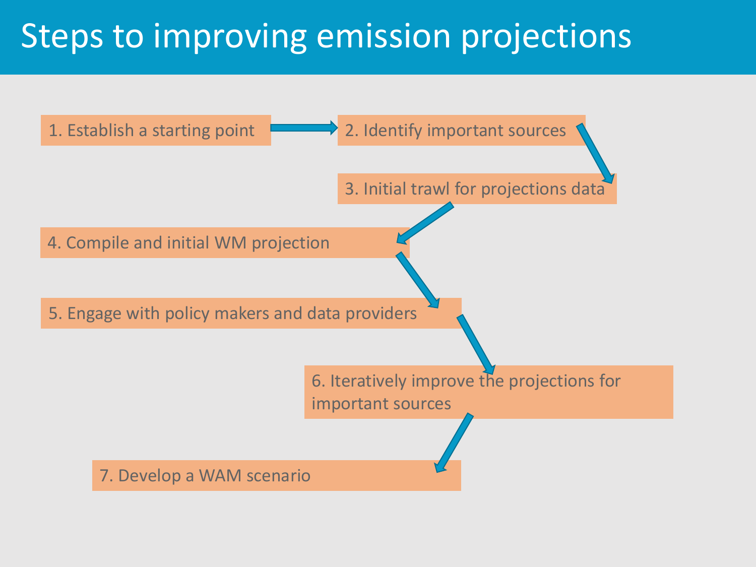# Steps to improving emission projections

1. Establish a starting point
2. Identify important sources
3. Initial trawl for projections data
4. Compile and initial WM projection
5. Engage with policy makers and data providers
6. Iteratively improve the projections for important sources
7. Develop a WAM scenario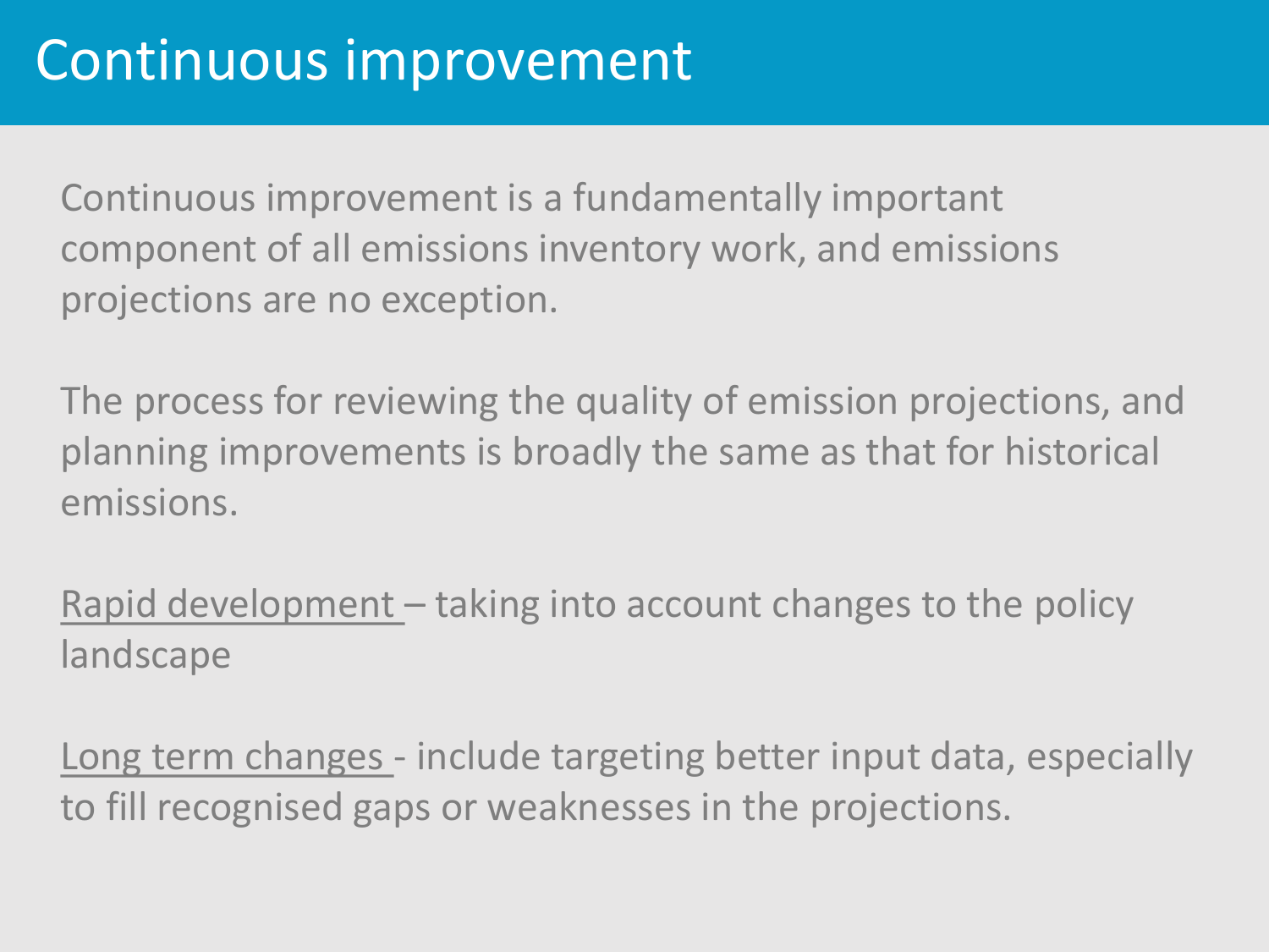# Continuous improvement

Continuous improvement is a fundamentally important component of all emissions inventory work, and emissions projections are no exception.

The process for reviewing the quality of emission projections, and planning improvements is broadly the same as that for historical emissions.

<u>Rapid development</u> – taking into account changes to the policy landscape

<u>Long term changes</u> - include targeting better input data, especially to fill recognised gaps or weaknesses in the projections.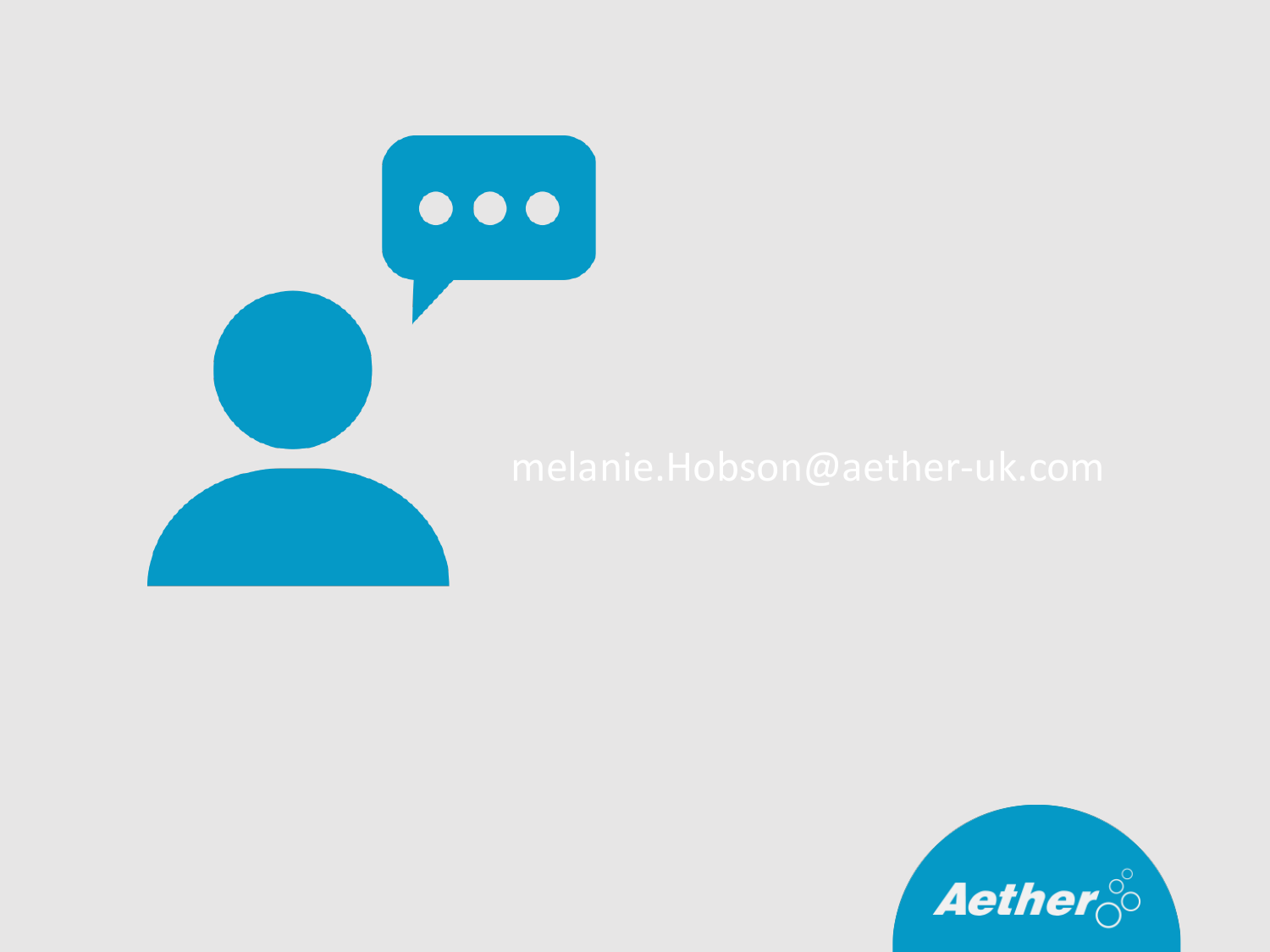melanie.Hobson@aether-uk.com

Aether